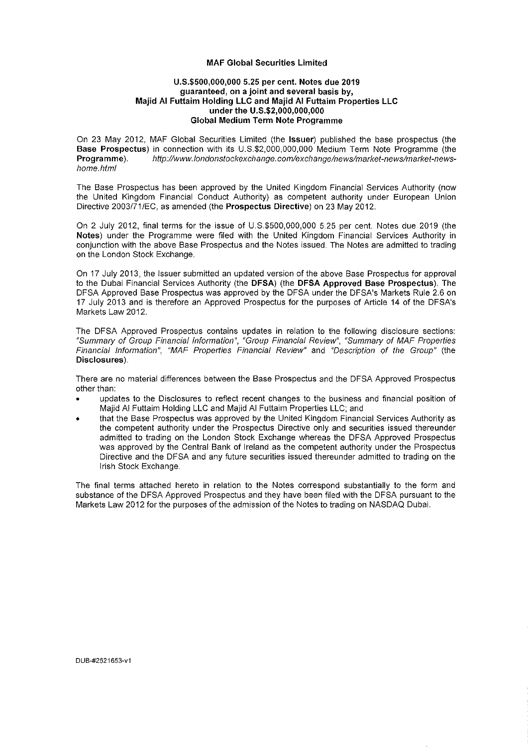**MAF Global Securities Limited**

**U.S.$500,000,000 5.25 per cent. Notes due 2019**
**guaranteed, on a joint and several basis by,**
**Majid Al Futtaim Holding LLC and Majid Al Futtaim Properties LLC**
**under the U.S.$2,000,000,000**
**Global Medium Term Note Programme**

On 23 May 2012, MAF Global Securities Limited (the **Issuer**) published the base prospectus (the **Base Prospectus**) in connection with its U.S.$2,000,000,000 Medium Term Note Programme (the **Programme**). *http://www.londonstockexchange.com/exchange/news/market-news/market-news-home.html*

The Base Prospectus has been approved by the United Kingdom Financial Services Authority (now the United Kingdom Financial Conduct Authority) as competent authority under European Union Directive 2003/71/EC, as amended (the **Prospectus Directive**) on 23 May 2012.

On 2 July 2012, final terms for the issue of U.S.$500,000,000 5.25 per cent. Notes due 2019 (the **Notes**) under the Programme were filed with the United Kingdom Financial Services Authority in conjunction with the above Base Prospectus and the Notes issued. The Notes are admitted to trading on the London Stock Exchange.

On 17 July 2013, the Issuer submitted an updated version of the above Base Prospectus for approval to the Dubai Financial Services Authority (the **DFSA**) (the **DFSA Approved Base Prospectus**). The DFSA Approved Base Prospectus was approved by the DFSA under the DFSA's Markets Rule 2.6 on 17 July 2013 and is therefore an Approved Prospectus for the purposes of Article 14 of the DFSA's Markets Law 2012.

The DFSA Approved Prospectus contains updates in relation to the following disclosure sections: *"Summary of Group Financial Information"*, *"Group Financial Review"*, *"Summary of MAF Properties Financial Information"*, *"MAF Properties Financial Review"* and *"Description of the Group"* (the **Disclosures**).

There are no material differences between the Base Prospectus and the DFSA Approved Prospectus other than:

- updates to the Disclosures to reflect recent changes to the business and financial position of Majid Al Futtaim Holding LLC and Majid Al Futtaim Properties LLC; and
- that the Base Prospectus was approved by the United Kingdom Financial Services Authority as the competent authority under the Prospectus Directive only and securities issued thereunder admitted to trading on the London Stock Exchange whereas the DFSA Approved Prospectus was approved by the Central Bank of Ireland as the competent authority under the Prospectus Directive and the DFSA and any future securities issued thereunder admitted to trading on the Irish Stock Exchange.

The final terms attached hereto in relation to the Notes correspond substantially to the form and substance of the DFSA Approved Prospectus and they have been filed with the DFSA pursuant to the Markets Law 2012 for the purposes of the admission of the Notes to trading on NASDAQ Dubai.

DUB-#2521653-v1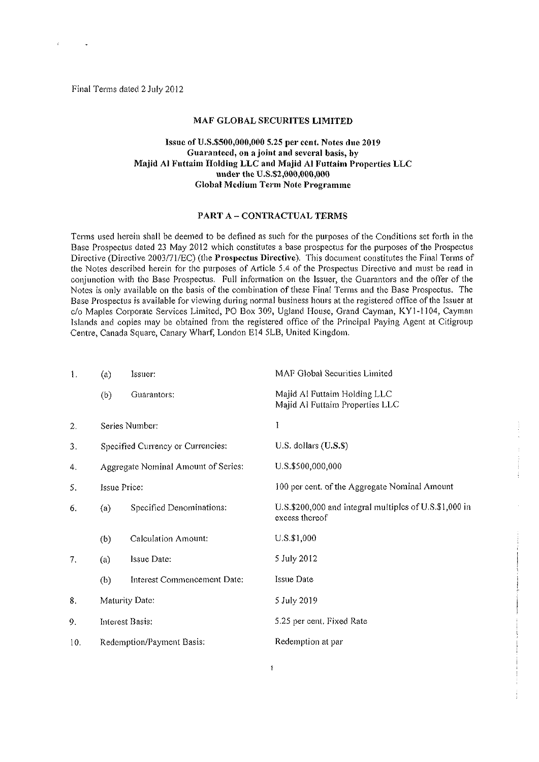Final Terms dated 2 July 2012

**MAF GLOBAL SECURITES LIMITED**

**Issue of U.S.$500,000,000 5.25 per cent. Notes due 2019**
**Guaranteed, on a joint and several basis, by**
**Majid Al Futtaim Holding LLC and Majid Al Futtaim Properties LLC**
**under the U.S.$2,000,000,000**
**Global Medium Term Note Programme**

## PART A – CONTRACTUAL TERMS

Terms used herein shall be deemed to be defined as such for the purposes of the Conditions set forth in the Base Prospectus dated 23 May 2012 which constitutes a base prospectus for the purposes of the Prospectus Directive (Directive 2003/71/EC) (the **Prospectus Directive**). This document constitutes the Final Terms of the Notes described herein for the purposes of Article 5.4 of the Prospectus Directive and must be read in conjunction with the Base Prospectus. Full information on the Issuer, the Guarantors and the offer of the Notes is only available on the basis of the combination of these Final Terms and the Base Prospectus. The Base Prospectus is available for viewing during normal business hours at the registered office of the Issuer at c/o Maples Corporate Services Limited, PO Box 309, Ugland House, Grand Cayman, KY1-1104, Cayman Islands and copies may be obtained from the registered office of the Principal Paying Agent at Citigroup Centre, Canada Square, Canary Wharf, London E14 5LB, United Kingdom.

| | | | |
|---|---|---|---|
| 1. | (a) | Issuer: | MAF Global Securities Limited |
| | (b) | Guarantors: | Majid Al Futtaim Holding LLC<br>Majid Al Futtaim Properties LLC |
| 2. | | Series Number: | 1 |
| 3. | | Specified Currency or Currencies: | U.S. dollars (**U.S.$**) |
| 4. | | Aggregate Nominal Amount of Series: | U.S.$500,000,000 |
| 5. | | Issue Price: | 100 per cent. of the Aggregate Nominal Amount |
| 6. | (a) | Specified Denominations: | U.S.$200,000 and integral multiples of U.S.$1,000 in excess thereof |
| | (b) | Calculation Amount: | U.S.$1,000 |
| 7. | (a) | Issue Date: | 5 July 2012 |
| | (b) | Interest Commencement Date: | Issue Date |
| 8. | | Maturity Date: | 5 July 2019 |
| 9. | | Interest Basis: | 5.25 per cent. Fixed Rate |
| 10. | | Redemption/Payment Basis: | Redemption at par |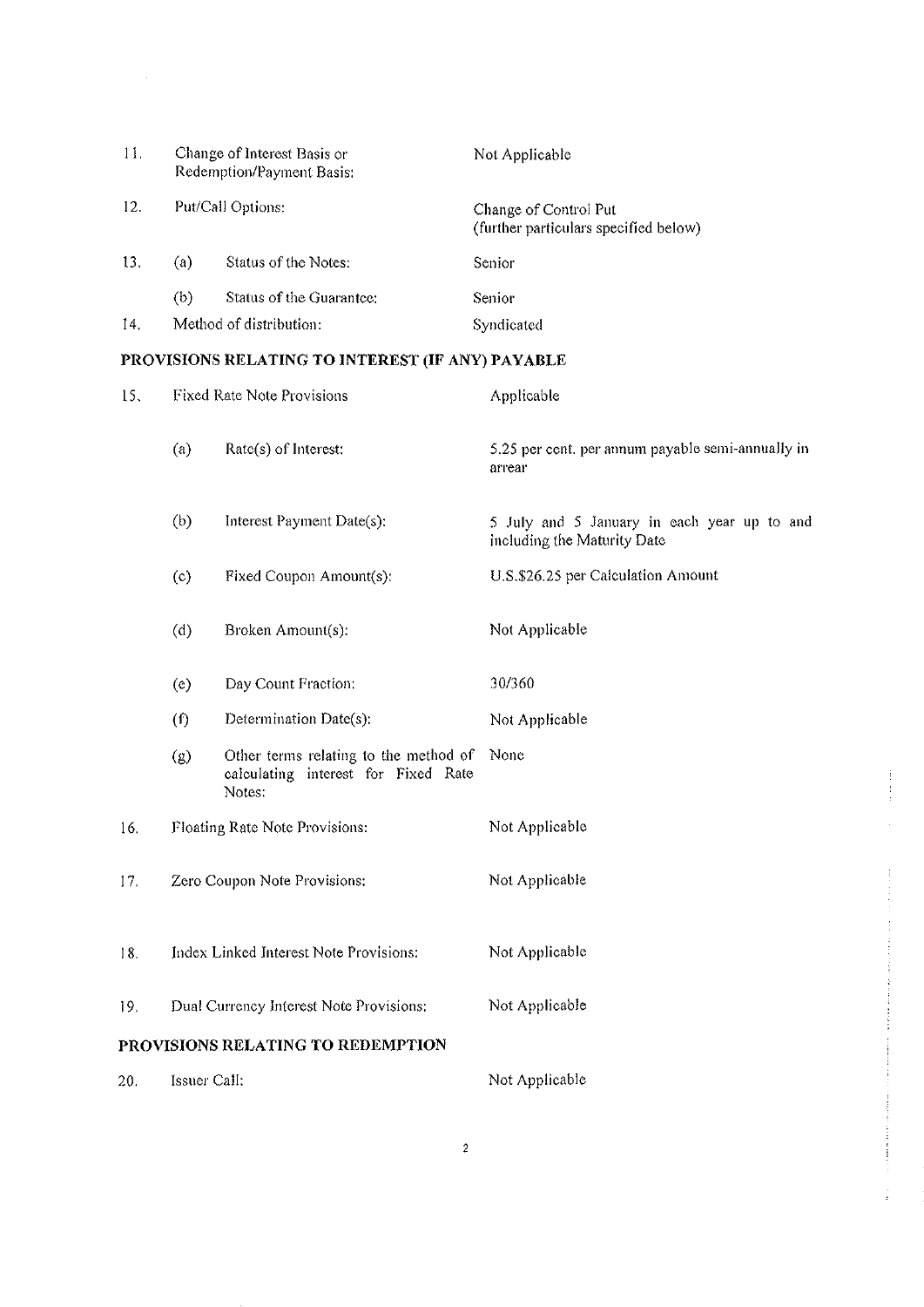| | | | |
|---|---|---|---|
| 11. | Change of Interest Basis or Redemption/Payment Basis: | | Not Applicable |
| 12. | Put/Call Options: | | Change of Control Put (further particulars specified below) |
| 13. | (a) | Status of the Notes: | Senior |
| | (b) | Status of the Guarantee: | Senior |
| 14. | Method of distribution: | | Syndicated |

**PROVISIONS RELATING TO INTEREST (IF ANY) PAYABLE**

| | | | |
|---|---|---|---|
| 15. | Fixed Rate Note Provisions | | Applicable |
| | (a) | Rate(s) of Interest: | 5.25 per cent. per annum payable semi-annually in arrear |
| | (b) | Interest Payment Date(s): | 5 July and 5 January in each year up to and including the Maturity Date |
| | (c) | Fixed Coupon Amount(s): | U.S.$26.25 per Calculation Amount |
| | (d) | Broken Amount(s): | Not Applicable |
| | (e) | Day Count Fraction: | 30/360 |
| | (f) | Determination Date(s): | Not Applicable |
| | (g) | Other terms relating to the method of calculating interest for Fixed Rate Notes: | None |
| 16. | Floating Rate Note Provisions: | | Not Applicable |
| 17. | Zero Coupon Note Provisions: | | Not Applicable |
| 18. | Index Linked Interest Note Provisions: | | Not Applicable |
| 19. | Dual Currency Interest Note Provisions: | | Not Applicable |

**PROVISIONS RELATING TO REDEMPTION**

| | | |
|---|---|---|
| 20. | Issuer Call: | Not Applicable |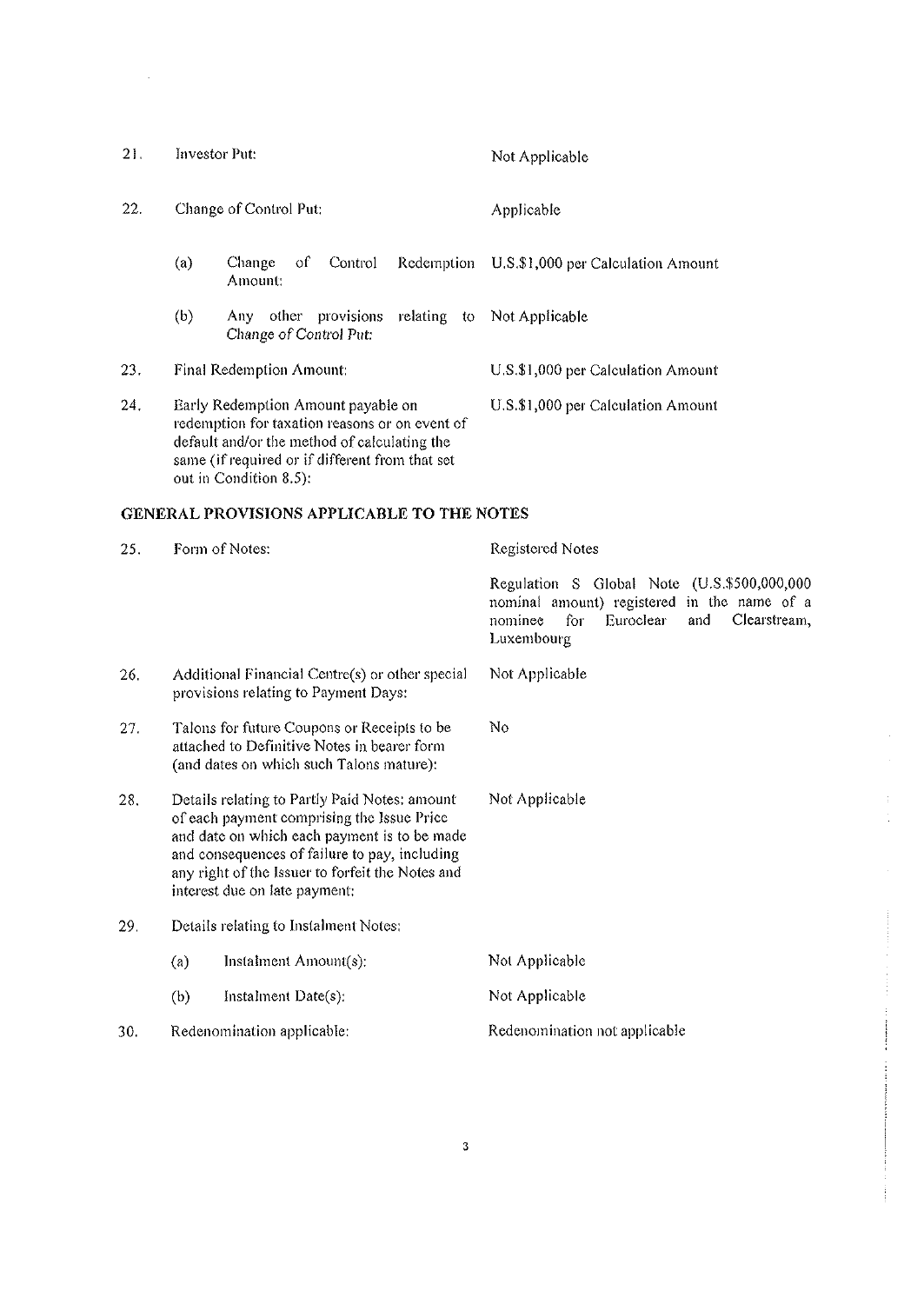| | | |
|---|---|---|
| 21. | Investor Put: | Not Applicable |
| 22. | Change of Control Put: | Applicable |
| | (a) Change of Control Redemption Amount: | U.S.$1,000 per Calculation Amount |
| | (b) Any other provisions relating to *Change of Control Put*: | Not Applicable |
| 23. | Final Redemption Amount: | U.S.$1,000 per Calculation Amount |
| 24. | Early Redemption Amount payable on redemption for taxation reasons or on event of default and/or the method of calculating the same (if required or if different from that set out in Condition 8.5): | U.S.$1,000 per Calculation Amount |

## GENERAL PROVISIONS APPLICABLE TO THE NOTES

| | | |
|---|---|---|
| 25. | Form of Notes: | Registered Notes<br><br>Regulation S Global Note (U.S.$500,000,000 nominal amount) registered in the name of a nominee for Euroclear and Clearstream, Luxembourg |
| 26. | Additional Financial Centre(s) or other special provisions relating to Payment Days: | Not Applicable |
| 27. | Talons for future Coupons or Receipts to be attached to Definitive Notes in bearer form (and dates on which such Talons mature): | No |
| 28. | Details relating to Partly Paid Notes: amount of each payment comprising the Issue Price and date on which each payment is to be made and consequences of failure to pay, including any right of the Issuer to forfeit the Notes and interest due on late payment: | Not Applicable |
| 29. | Details relating to Instalment Notes: | |
| | (a) Instalment Amount(s): | Not Applicable |
| | (b) Instalment Date(s): | Not Applicable |
| 30. | Redenomination applicable: | Redenomination not applicable |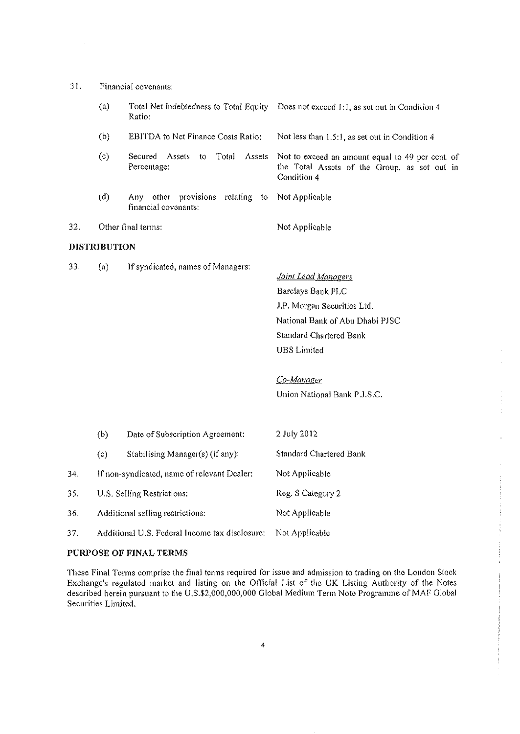| | | | |
|---|---|---|---|
| 31. | | Financial covenants: | |
| | (a) | Total Net Indebtedness to Total Equity Ratio: | Does not exceed 1:1, as set out in Condition 4 |
| | (b) | EBITDA to Net Finance Costs Ratio: | Not less than 1.5:1, as set out in Condition 4 |
| | (c) | Secured Assets to Total Assets Percentage: | Not to exceed an amount equal to 49 per cent. of the Total Assets of the Group, as set out in Condition 4 |
| | (d) | Any other provisions relating to financial covenants: | Not Applicable |
| 32. | | Other final terms: | Not Applicable |

## DISTRIBUTION

| | | | |
|---|---|---|---|
| 33. | (a) | If syndicated, names of Managers: | *Joint Lead Managers*<br>Barclays Bank PLC<br>J.P. Morgan Securities Ltd.<br>National Bank of Abu Dhabi PJSC<br>Standard Chartered Bank<br>UBS Limited<br><br>*Co-Manager*<br>Union National Bank P.J.S.C. |
| | (b) | Date of Subscription Agreement: | 2 July 2012 |
| | (c) | Stabilising Manager(s) (if any): | Standard Chartered Bank |
| 34. | | If non-syndicated, name of relevant Dealer: | Not Applicable |
| 35. | | U.S. Selling Restrictions: | Reg. S Category 2 |
| 36. | | Additional selling restrictions: | Not Applicable |
| 37. | | Additional U.S. Federal Income tax disclosure: | Not Applicable |

## PURPOSE OF FINAL TERMS

These Final Terms comprise the final terms required for issue and admission to trading on the London Stock Exchange's regulated market and listing on the Official List of the UK Listing Authority of the Notes described herein pursuant to the U.S.$2,000,000,000 Global Medium Term Note Programme of MAF Global Securities Limited.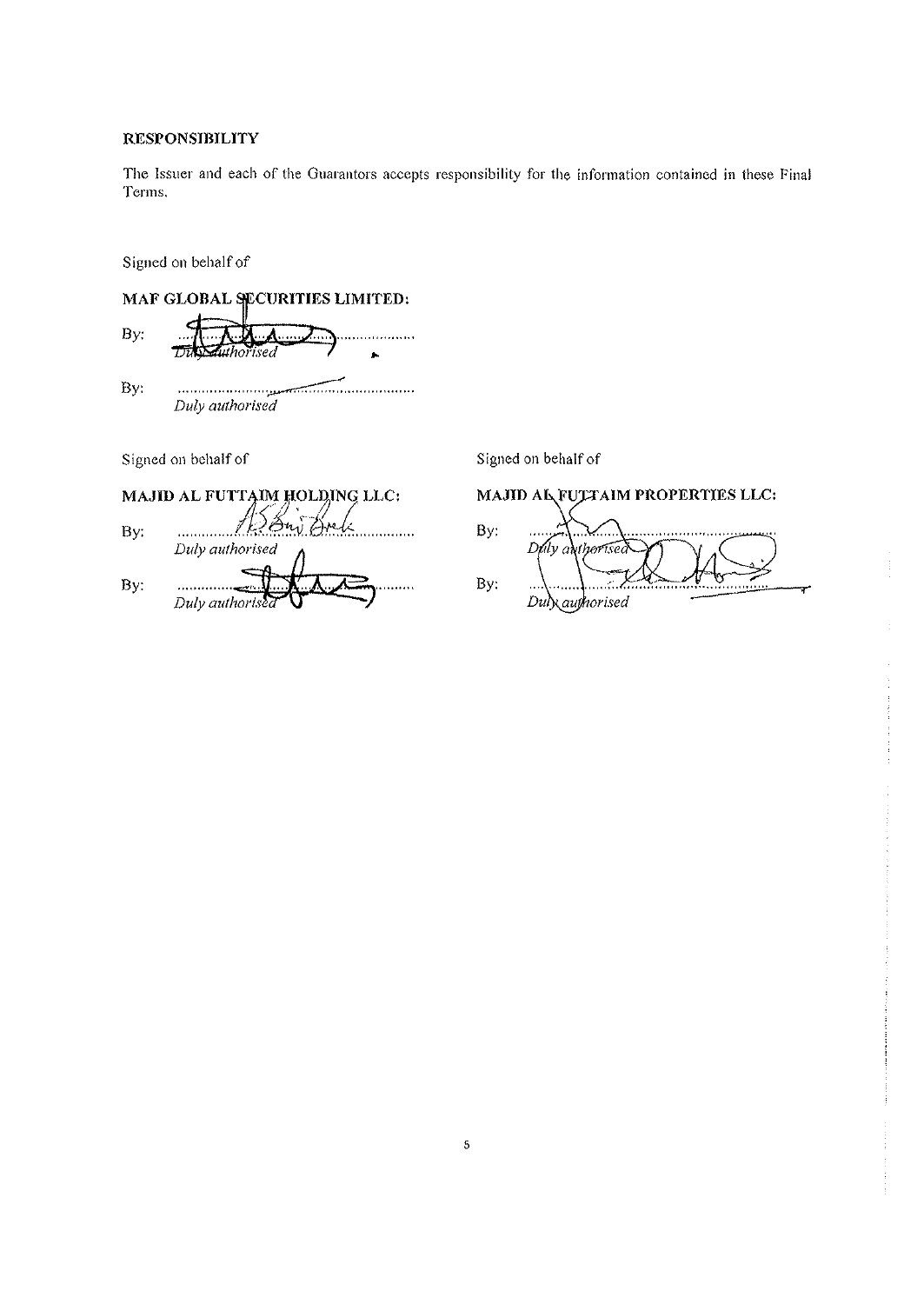## RESPONSIBILITY

The Issuer and each of the Guarantors accepts responsibility for the information contained in these Final Terms.

Signed on behalf of

**MAF GLOBAL SECURITIES LIMITED:**

By: ..............................................
*Duly authorised*

By: ..............................................
*Duly authorised*

Signed on behalf of

**MAJID AL FUTTAIM HOLDING LLC:**

By: ..............................................
*Duly authorised*

By: ..............................................
*Duly authorised*

Signed on behalf of

**MAJID AL FUTTAIM PROPERTIES LLC:**

By: ..............................................
*Duly authorised*

By: ..............................................
*Duly authorised*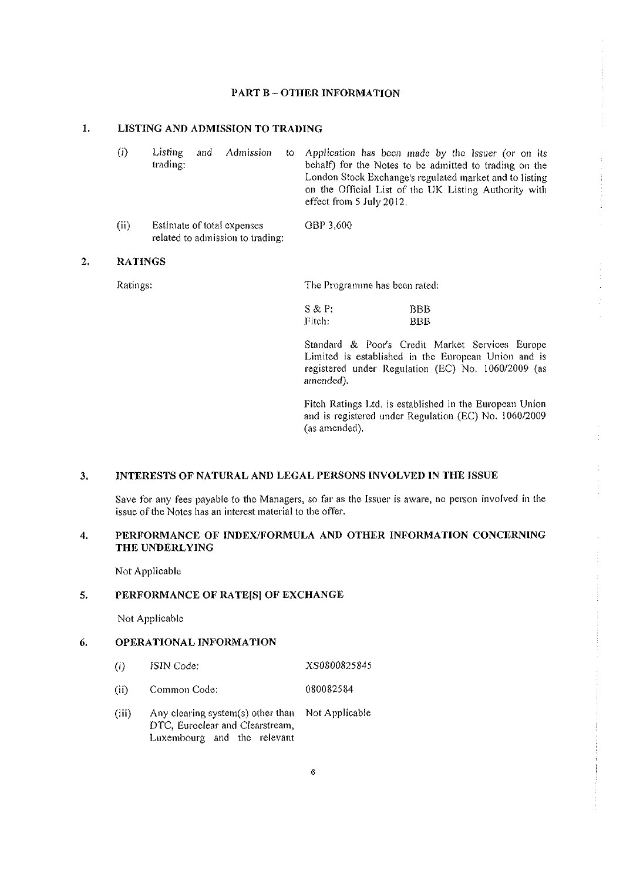## PART B – OTHER INFORMATION

### 1. LISTING AND ADMISSION TO TRADING

| | | |
|---|---|---|
| (i) | *Listing and Admission to trading:* | *Application has been made by the Issuer (or on its behalf) for the Notes to be admitted to trading on the London Stock Exchange's regulated market and to listing on the Official List of the UK Listing Authority with effect from 5 July 2012.* |
| (ii) | Estimate of total expenses related to admission to trading: | GBP 3,600 |

### 2. RATINGS

Ratings: The Programme has been rated:

| | |
|---|---|
| S & P: | BBB |
| Fitch: | BBB |

Standard & Poor's Credit Market Services Europe Limited is established in the European Union and is registered under Regulation (EC) No. 1060/2009 (as amended).

Fitch Ratings Ltd. is established in the European Union and is registered under Regulation (EC) No. 1060/2009 (as amended).

### 3. INTERESTS OF NATURAL AND LEGAL PERSONS INVOLVED IN THE ISSUE

Save for any fees payable to the Managers, so far as the Issuer is aware, no person involved in the issue of the Notes has an interest material to the offer.

### 4. PERFORMANCE OF INDEX/FORMULA AND OTHER INFORMATION CONCERNING THE UNDERLYING

Not Applicable

### 5. PERFORMANCE OF RATE[S] OF EXCHANGE

Not Applicable

### 6. OPERATIONAL INFORMATION

| | | |
|---|---|---|
| (i) | ISIN Code: | XS0800825845 |
| (ii) | Common Code: | 080082584 |
| (iii) | Any clearing system(s) other than DTC, Euroclear and Clearstream, Luxembourg and the relevant | Not Applicable |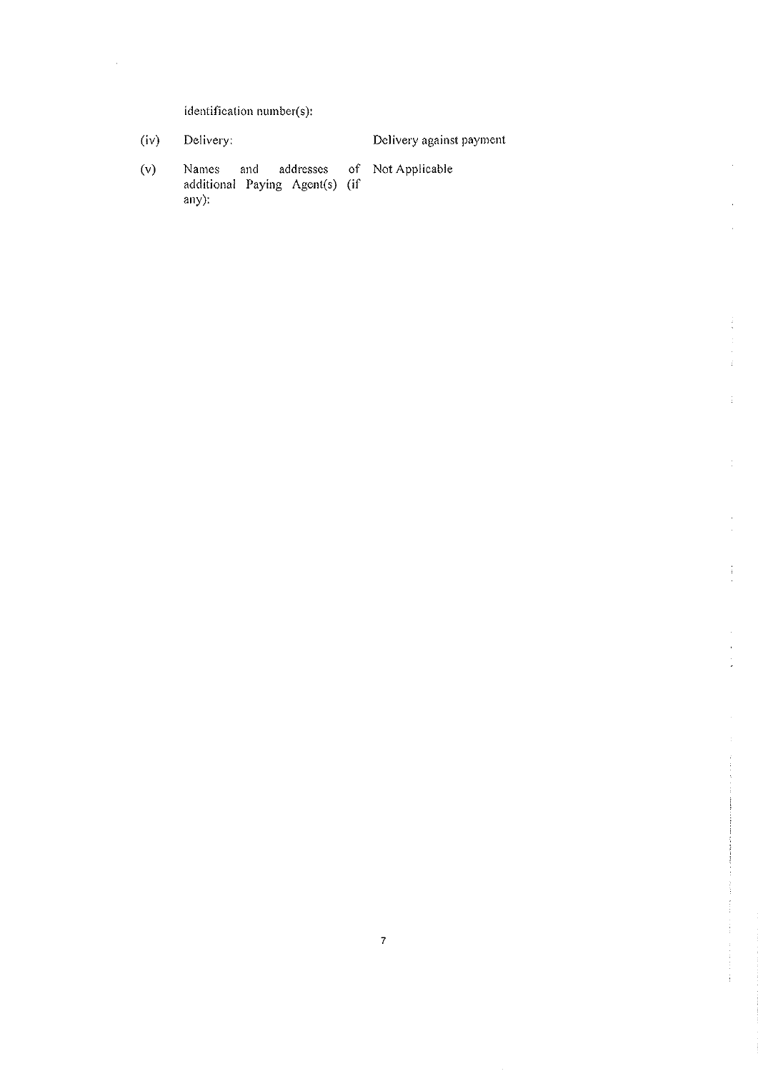identification number(s):

| | | |
|---|---|---|
| (iv) | Delivery: | Delivery against payment |
| (v) | Names and addresses of additional Paying Agent(s) (if any): | Not Applicable |